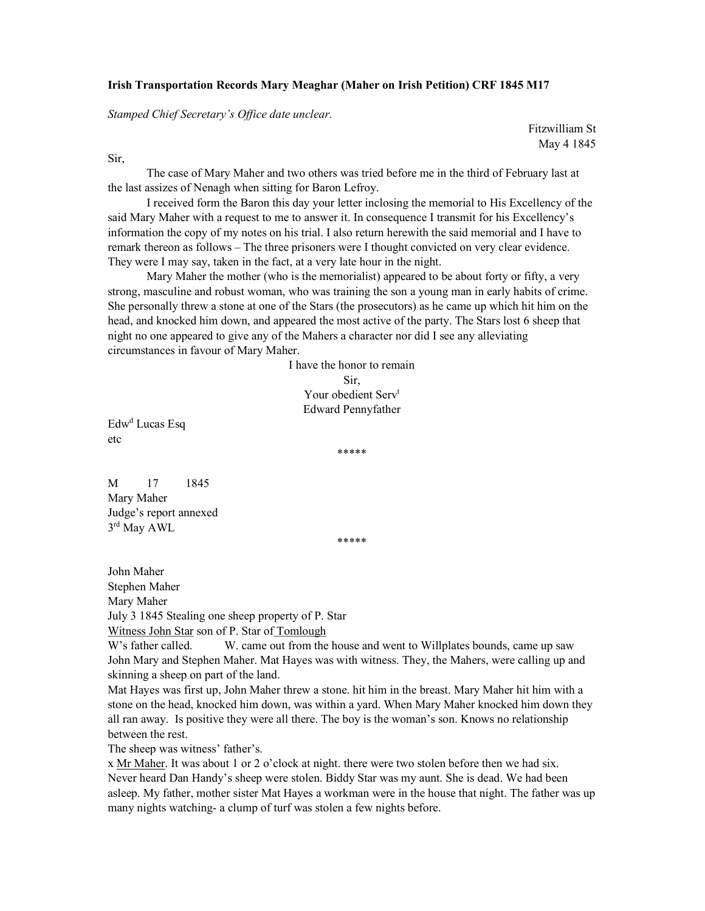**Irish Transportation Records Mary Meaghar (Maher on Irish Petition) CRF 1845 M17**

*Stamped Chief Secretary's Office date unclear.*

Fitzwilliam St
May 4 1845

Sir,

The case of Mary Maher and two others was tried before me in the third of February last at the last assizes of Nenagh when sitting for Baron Lefroy.

I received form the Baron this day your letter inclosing the memorial to His Excellency of the said Mary Maher with a request to me to answer it. In consequence I transmit for his Excellency's information the copy of my notes on his trial. I also return herewith the said memorial and I have to remark thereon as follows – The three prisoners were I thought convicted on very clear evidence. They were I may say, taken in the fact, at a very late hour in the night.

Mary Maher the mother (who is the memorialist) appeared to be about forty or fifty, a very strong, masculine and robust woman, who was training the son a young man in early habits of crime. She personally threw a stone at one of the Stars (the prosecutors) as he came up which hit him on the head, and knocked him down, and appeared the most active of the party. The Stars lost 6 sheep that night no one appeared to give any of the Mahers a character nor did I see any alleviating circumstances in favour of Mary Maher.

I have the honor to remain
Sir,
Your obedient Serv[t]
Edward Pennyfather

Edw[d] Lucas Esq
etc

*****

M 17 1845
Mary Maher
Judge's report annexed
3[rd] May AWL

*****

John Maher
Stephen Maher
Mary Maher
July 3 1845 Stealing one sheep property of P. Star
<u>Witness John Star</u> son of P. Star of <u>Tomlough</u>
W's father called. W. came out from the house and went to Willplates bounds, came up saw John Mary and Stephen Maher. Mat Hayes was with witness. They, the Mahers, were calling up and skinning a sheep on part of the land.
Mat Hayes was first up, John Maher threw a stone. hit him in the breast. Mary Maher hit him with a stone on the head, knocked him down, was within a yard. When Mary Maher knocked him down they all ran away. Is positive they were all there. The boy is the woman's son. Knows no relationship between the rest.
The sheep was witness' father's.
x <u>Mr Maher</u>. It was about 1 or 2 o'clock at night. there were two stolen before then we had six. Never heard Dan Handy's sheep were stolen. Biddy Star was my aunt. She is dead. We had been asleep. My father, mother sister Mat Hayes a workman were in the house that night. The father was up many nights watching- a clump of turf was stolen a few nights before.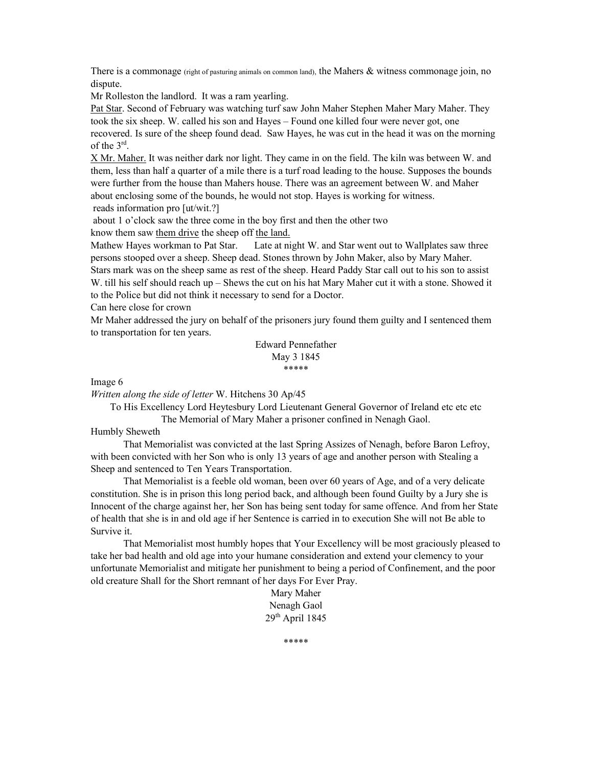There is a commonage (right of pasturing animals on common land), the Mahers & witness commonage join, no dispute.

Mr Rolleston the landlord. It was a ram yearling.

<u>Pat Star</u>. Second of February was watching turf saw John Maher Stephen Maher Mary Maher. They took the six sheep. W. called his son and Hayes – Found one killed four were never got, one recovered. Is sure of the sheep found dead. Saw Hayes, he was cut in the head it was on the morning of the 3rd.

<u>X Mr. Maher.</u> It was neither dark nor light. They came in on the field. The kiln was between W. and them, less than half a quarter of a mile there is a turf road leading to the house. Supposes the bounds were further from the house than Mahers house. There was an agreement between W. and Maher about enclosing some of the bounds, he would not stop. Hayes is working for witness.

reads information pro [ut/wit.?]

about 1 o'clock saw the three come in the boy first and then the other two

know them saw <u>them drive</u> the sheep off <u>the land.</u>

Mathew Hayes workman to Pat Star. Late at night W. and Star went out to Wallplates saw three persons stooped over a sheep. Sheep dead. Stones thrown by John Maker, also by Mary Maher. Stars mark was on the sheep same as rest of the sheep. Heard Paddy Star call out to his son to assist W. till his self should reach up – Shews the cut on his hat Mary Maher cut it with a stone. Showed it to the Police but did not think it necessary to send for a Doctor.

Can here close for crown

Mr Maher addressed the jury on behalf of the prisoners jury found them guilty and I sentenced them to transportation for ten years.

Edward Pennefather
May 3 1845

*****

Image 6

*Written along the side of letter* W. Hitchens 30 Ap/45

To His Excellency Lord Heytesbury Lord Lieutenant General Governor of Ireland etc etc etc

The Memorial of Mary Maher a prisoner confined in Nenagh Gaol.

Humbly Sheweth

That Memorialist was convicted at the last Spring Assizes of Nenagh, before Baron Lefroy, with been convicted with her Son who is only 13 years of age and another person with Stealing a Sheep and sentenced to Ten Years Transportation.

That Memorialist is a feeble old woman, been over 60 years of Age, and of a very delicate constitution. She is in prison this long period back, and although been found Guilty by a Jury she is Innocent of the charge against her, her Son has being sent today for same offence. And from her State of health that she is in and old age if her Sentence is carried in to execution She will not Be able to Survive it.

That Memorialist most humbly hopes that Your Excellency will be most graciously pleased to take her bad health and old age into your humane consideration and extend your clemency to your unfortunate Memorialist and mitigate her punishment to being a period of Confinement, and the poor old creature Shall for the Short remnant of her days For Ever Pray.

Mary Maher
Nenagh Gaol
29th April 1845

*****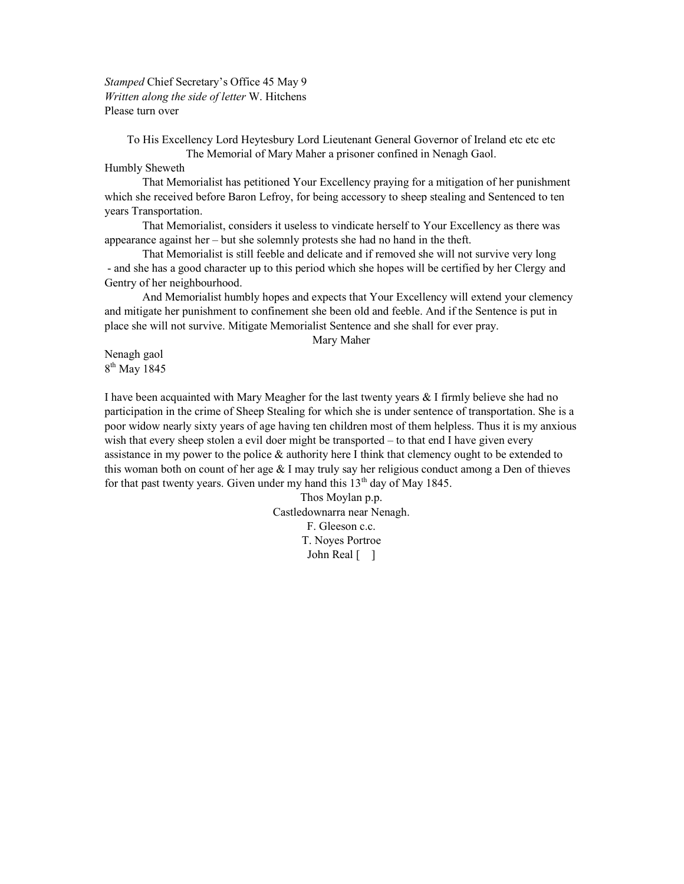*Stamped* Chief Secretary's Office 45 May 9
*Written along the side of letter* W. Hitchens
Please turn over

To His Excellency Lord Heytesbury Lord Lieutenant General Governor of Ireland etc etc etc
The Memorial of Mary Maher a prisoner confined in Nenagh Gaol.

Humbly Sheweth

That Memorialist has petitioned Your Excellency praying for a mitigation of her punishment which she received before Baron Lefroy, for being accessory to sheep stealing and Sentenced to ten years Transportation.

That Memorialist, considers it useless to vindicate herself to Your Excellency as there was appearance against her – but she solemnly protests she had no hand in the theft.

That Memorialist is still feeble and delicate and if removed she will not survive very long - and she has a good character up to this period which she hopes will be certified by her Clergy and Gentry of her neighbourhood.

And Memorialist humbly hopes and expects that Your Excellency will extend your clemency and mitigate her punishment to confinement she been old and feeble. And if the Sentence is put in place she will not survive. Mitigate Memorialist Sentence and she shall for ever pray.

Mary Maher

Nenagh gaol
8th May 1845

I have been acquainted with Mary Meagher for the last twenty years & I firmly believe she had no participation in the crime of Sheep Stealing for which she is under sentence of transportation. She is a poor widow nearly sixty years of age having ten children most of them helpless. Thus it is my anxious wish that every sheep stolen a evil doer might be transported – to that end I have given every assistance in my power to the police & authority here I think that clemency ought to be extended to this woman both on count of her age & I may truly say her religious conduct among a Den of thieves for that past twenty years. Given under my hand this 13th day of May 1845.

Thos Moylan p.p.
Castledownarra near Nenagh.
F. Gleeson c.c.
T. Noyes Portroe
John Real [ ]